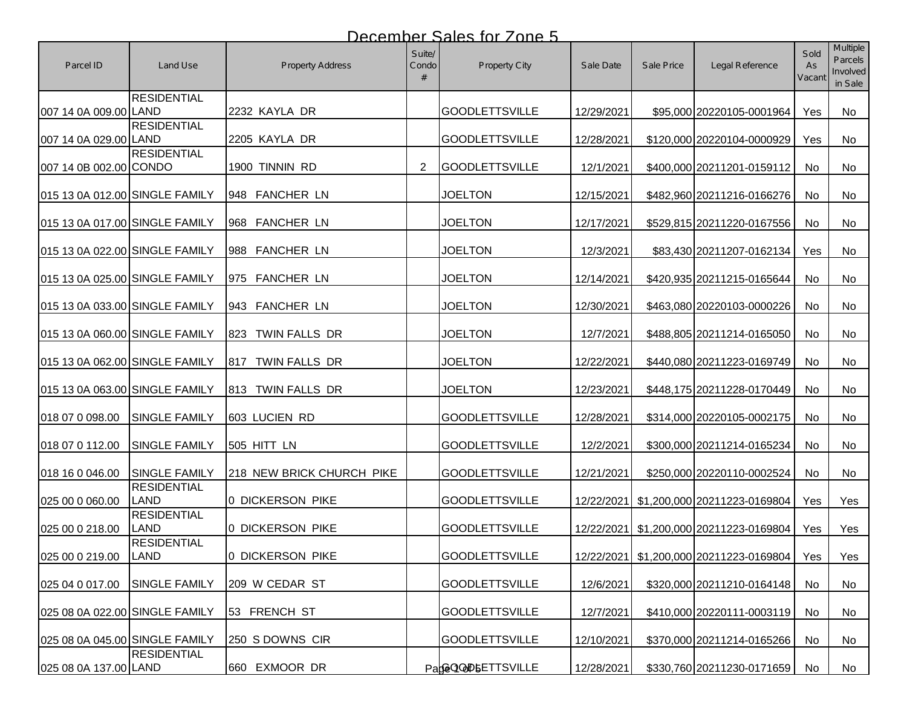# December Sales for Zone 5

| Parcel ID | Land Use | Property Address | Suite/ Condo # | Property City | Sale Date | Sale Price | Legal Reference | Sold As Vacant | Multiple Parcels Involved in Sale |
|---|---|---|---|---|---|---|---|---|---|
| 007 14 0A 009.00 | RESIDENTIAL LAND | 2232 KAYLA DR | | GOODLETTSVILLE | 12/29/2021 | $95,000 | 20220105-0001964 | Yes | No |
| 007 14 0A 029.00 | RESIDENTIAL LAND | 2205 KAYLA DR | | GOODLETTSVILLE | 12/28/2021 | $120,000 | 20220104-0000929 | Yes | No |
| 007 14 0B 002.00 | RESIDENTIAL CONDO | 1900 TINNIN RD | 2 | GOODLETTSVILLE | 12/1/2021 | $400,000 | 20211201-0159112 | No | No |
| 015 13 0A 012.00 | SINGLE FAMILY | 948 FANCHER LN | | JOELTON | 12/15/2021 | $482,960 | 20211216-0166276 | No | No |
| 015 13 0A 017.00 | SINGLE FAMILY | 968 FANCHER LN | | JOELTON | 12/17/2021 | $529,815 | 20211220-0167556 | No | No |
| 015 13 0A 022.00 | SINGLE FAMILY | 988 FANCHER LN | | JOELTON | 12/3/2021 | $83,430 | 20211207-0162134 | Yes | No |
| 015 13 0A 025.00 | SINGLE FAMILY | 975 FANCHER LN | | JOELTON | 12/14/2021 | $420,935 | 20211215-0165644 | No | No |
| 015 13 0A 033.00 | SINGLE FAMILY | 943 FANCHER LN | | JOELTON | 12/30/2021 | $463,080 | 20220103-0000226 | No | No |
| 015 13 0A 060.00 | SINGLE FAMILY | 823 TWIN FALLS DR | | JOELTON | 12/7/2021 | $488,805 | 20211214-0165050 | No | No |
| 015 13 0A 062.00 | SINGLE FAMILY | 817 TWIN FALLS DR | | JOELTON | 12/22/2021 | $440,080 | 20211223-0169749 | No | No |
| 015 13 0A 063.00 | SINGLE FAMILY | 813 TWIN FALLS DR | | JOELTON | 12/23/2021 | $448,175 | 20211228-0170449 | No | No |
| 018 07 0 098.00 | SINGLE FAMILY | 603 LUCIEN RD | | GOODLETTSVILLE | 12/28/2021 | $314,000 | 20220105-0002175 | No | No |
| 018 07 0 112.00 | SINGLE FAMILY | 505 HITT LN | | GOODLETTSVILLE | 12/2/2021 | $300,000 | 20211214-0165234 | No | No |
| 018 16 0 046.00 | SINGLE FAMILY | 218 NEW BRICK CHURCH PIKE | | GOODLETTSVILLE | 12/21/2021 | $250,000 | 20220110-0002524 | No | No |
| 025 00 0 060.00 | RESIDENTIAL LAND | 0 DICKERSON PIKE | | GOODLETTSVILLE | 12/22/2021 | $1,200,000 | 20211223-0169804 | Yes | Yes |
| 025 00 0 218.00 | RESIDENTIAL LAND | 0 DICKERSON PIKE | | GOODLETTSVILLE | 12/22/2021 | $1,200,000 | 20211223-0169804 | Yes | Yes |
| 025 00 0 219.00 | RESIDENTIAL LAND | 0 DICKERSON PIKE | | GOODLETTSVILLE | 12/22/2021 | $1,200,000 | 20211223-0169804 | Yes | Yes |
| 025 04 0 017.00 | SINGLE FAMILY | 209 W CEDAR ST | | GOODLETTSVILLE | 12/6/2021 | $320,000 | 20211210-0164148 | No | No |
| 025 08 0A 022.00 | SINGLE FAMILY | 53 FRENCH ST | | GOODLETTSVILLE | 12/7/2021 | $410,000 | 20220111-0003119 | No | No |
| 025 08 0A 045.00 | SINGLE FAMILY | 250 S DOWNS CIR | | GOODLETTSVILLE | 12/10/2021 | $370,000 | 20211214-0165266 | No | No |
| 025 08 0A 137.00 | RESIDENTIAL LAND | 660 EXMOOR DR | | GOODLETTSVILLE | 12/28/2021 | $330,760 | 20211230-0171659 | No | No |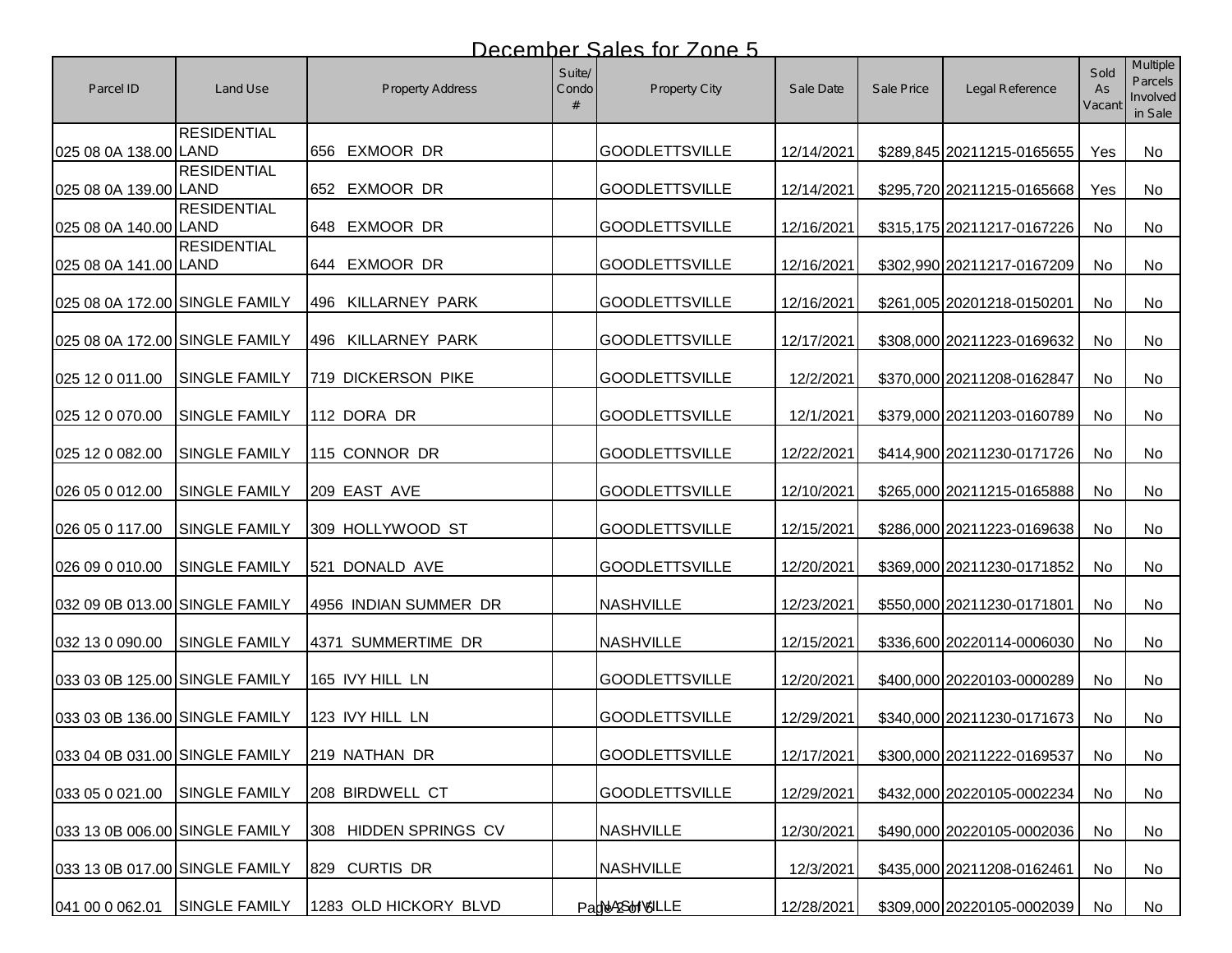# December Sales for Zone 5

| Parcel ID | Land Use | Property Address | Suite/ Condo # | Property City | Sale Date | Sale Price | Legal Reference | Sold As Vacant | Multiple Parcels Involved in Sale |
|---|---|---|---|---|---|---|---|---|---|
| 025 08 0A 138.00 | RESIDENTIAL LAND | 656 EXMOOR DR | | GOODLETTSVILLE | 12/14/2021 | $289,845 | 20211215-0165655 | Yes | No |
| 025 08 0A 139.00 | RESIDENTIAL LAND | 652 EXMOOR DR | | GOODLETTSVILLE | 12/14/2021 | $295,720 | 20211215-0165668 | Yes | No |
| 025 08 0A 140.00 | RESIDENTIAL LAND | 648 EXMOOR DR | | GOODLETTSVILLE | 12/16/2021 | $315,175 | 20211217-0167226 | No | No |
| 025 08 0A 141.00 | RESIDENTIAL LAND | 644 EXMOOR DR | | GOODLETTSVILLE | 12/16/2021 | $302,990 | 20211217-0167209 | No | No |
| 025 08 0A 172.00 | SINGLE FAMILY | 496 KILLARNEY PARK | | GOODLETTSVILLE | 12/16/2021 | $261,005 | 20201218-0150201 | No | No |
| 025 08 0A 172.00 | SINGLE FAMILY | 496 KILLARNEY PARK | | GOODLETTSVILLE | 12/17/2021 | $308,000 | 20211223-0169632 | No | No |
| 025 12 0 011.00 | SINGLE FAMILY | 719 DICKERSON PIKE | | GOODLETTSVILLE | 12/2/2021 | $370,000 | 20211208-0162847 | No | No |
| 025 12 0 070.00 | SINGLE FAMILY | 112 DORA DR | | GOODLETTSVILLE | 12/1/2021 | $379,000 | 20211203-0160789 | No | No |
| 025 12 0 082.00 | SINGLE FAMILY | 115 CONNOR DR | | GOODLETTSVILLE | 12/22/2021 | $414,900 | 20211230-0171726 | No | No |
| 026 05 0 012.00 | SINGLE FAMILY | 209 EAST AVE | | GOODLETTSVILLE | 12/10/2021 | $265,000 | 20211215-0165888 | No | No |
| 026 05 0 117.00 | SINGLE FAMILY | 309 HOLLYWOOD ST | | GOODLETTSVILLE | 12/15/2021 | $286,000 | 20211223-0169638 | No | No |
| 026 09 0 010.00 | SINGLE FAMILY | 521 DONALD AVE | | GOODLETTSVILLE | 12/20/2021 | $369,000 | 20211230-0171852 | No | No |
| 032 09 0B 013.00 | SINGLE FAMILY | 4956 INDIAN SUMMER DR | | NASHVILLE | 12/23/2021 | $550,000 | 20211230-0171801 | No | No |
| 032 13 0 090.00 | SINGLE FAMILY | 4371 SUMMERTIME DR | | NASHVILLE | 12/15/2021 | $336,600 | 20220114-0006030 | No | No |
| 033 03 0B 125.00 | SINGLE FAMILY | 165 IVY HILL LN | | GOODLETTSVILLE | 12/20/2021 | $400,000 | 20220103-0000289 | No | No |
| 033 03 0B 136.00 | SINGLE FAMILY | 123 IVY HILL LN | | GOODLETTSVILLE | 12/29/2021 | $340,000 | 20211230-0171673 | No | No |
| 033 04 0B 031.00 | SINGLE FAMILY | 219 NATHAN DR | | GOODLETTSVILLE | 12/17/2021 | $300,000 | 20211222-0169537 | No | No |
| 033 05 0 021.00 | SINGLE FAMILY | 208 BIRDWELL CT | | GOODLETTSVILLE | 12/29/2021 | $432,000 | 20220105-0002234 | No | No |
| 033 13 0B 006.00 | SINGLE FAMILY | 308 HIDDEN SPRINGS CV | | NASHVILLE | 12/30/2021 | $490,000 | 20220105-0002036 | No | No |
| 033 13 0B 017.00 | SINGLE FAMILY | 829 CURTIS DR | | NASHVILLE | 12/3/2021 | $435,000 | 20211208-0162461 | No | No |
| 041 00 0 062.01 | SINGLE FAMILY | 1283 OLD HICKORY BLVD | | NASHVILLE | 12/28/2021 | $309,000 | 20220105-0002039 | No | No |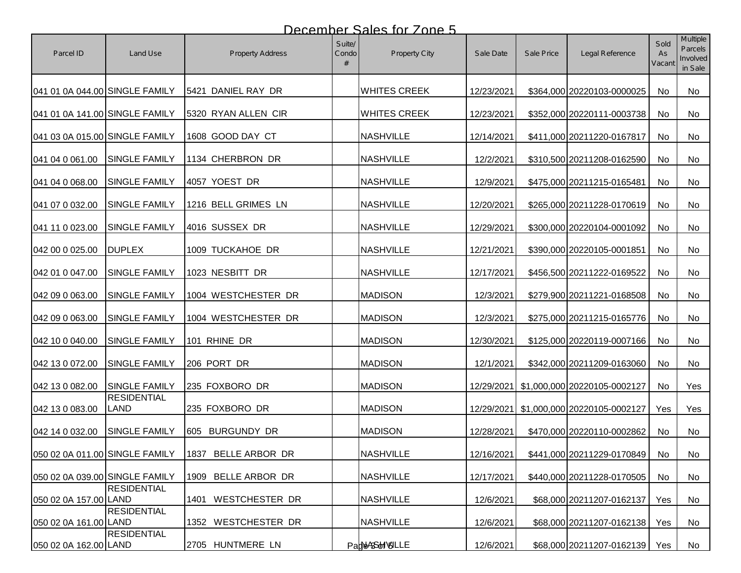# December Sales for Zone 5

| Parcel ID | Land Use | Property Address | Suite/ Condo # | Property City | Sale Date | Sale Price | Legal Reference | Sold As Vacant | Multiple Parcels Involved in Sale |
|---|---|---|---|---|---|---|---|---|---|
| 041 01 0A 044.00 | SINGLE FAMILY | 5421 DANIEL RAY DR | | WHITES CREEK | 12/23/2021 | $364,000 | 20220103-0000025 | No | No |
| 041 01 0A 141.00 | SINGLE FAMILY | 5320 RYAN ALLEN CIR | | WHITES CREEK | 12/23/2021 | $352,000 | 20220111-0003738 | No | No |
| 041 03 0A 015.00 | SINGLE FAMILY | 1608 GOOD DAY CT | | NASHVILLE | 12/14/2021 | $411,000 | 20211220-0167817 | No | No |
| 041 04 0 061.00 | SINGLE FAMILY | 1134 CHERBRON DR | | NASHVILLE | 12/2/2021 | $310,500 | 20211208-0162590 | No | No |
| 041 04 0 068.00 | SINGLE FAMILY | 4057 YOEST DR | | NASHVILLE | 12/9/2021 | $475,000 | 20211215-0165481 | No | No |
| 041 07 0 032.00 | SINGLE FAMILY | 1216 BELL GRIMES LN | | NASHVILLE | 12/20/2021 | $265,000 | 20211228-0170619 | No | No |
| 041 11 0 023.00 | SINGLE FAMILY | 4016 SUSSEX DR | | NASHVILLE | 12/29/2021 | $300,000 | 20220104-0001092 | No | No |
| 042 00 0 025.00 | DUPLEX | 1009 TUCKAHOE DR | | NASHVILLE | 12/21/2021 | $390,000 | 20220105-0001851 | No | No |
| 042 01 0 047.00 | SINGLE FAMILY | 1023 NESBITT DR | | NASHVILLE | 12/17/2021 | $456,500 | 20211222-0169522 | No | No |
| 042 09 0 063.00 | SINGLE FAMILY | 1004 WESTCHESTER DR | | MADISON | 12/3/2021 | $279,900 | 20211221-0168508 | No | No |
| 042 09 0 063.00 | SINGLE FAMILY | 1004 WESTCHESTER DR | | MADISON | 12/3/2021 | $275,000 | 20211215-0165776 | No | No |
| 042 10 0 040.00 | SINGLE FAMILY | 101 RHINE DR | | MADISON | 12/30/2021 | $125,000 | 20220119-0007166 | No | No |
| 042 13 0 072.00 | SINGLE FAMILY | 206 PORT DR | | MADISON | 12/1/2021 | $342,000 | 20211209-0163060 | No | No |
| 042 13 0 082.00 | SINGLE FAMILY | 235 FOXBORO DR | | MADISON | 12/29/2021 | $1,000,000 | 20220105-0002127 | No | Yes |
| 042 13 0 083.00 | RESIDENTIAL LAND | 235 FOXBORO DR | | MADISON | 12/29/2021 | $1,000,000 | 20220105-0002127 | Yes | Yes |
| 042 14 0 032.00 | SINGLE FAMILY | 605 BURGUNDY DR | | MADISON | 12/28/2021 | $470,000 | 20220110-0002862 | No | No |
| 050 02 0A 011.00 | SINGLE FAMILY | 1837 BELLE ARBOR DR | | NASHVILLE | 12/16/2021 | $441,000 | 20211229-0170849 | No | No |
| 050 02 0A 039.00 | SINGLE FAMILY | 1909 BELLE ARBOR DR | | NASHVILLE | 12/17/2021 | $440,000 | 20211228-0170505 | No | No |
| 050 02 0A 157.00 | RESIDENTIAL LAND | 1401 WESTCHESTER DR | | NASHVILLE | 12/6/2021 | $68,000 | 20211207-0162137 | Yes | No |
| 050 02 0A 161.00 | RESIDENTIAL LAND | 1352 WESTCHESTER DR | | NASHVILLE | 12/6/2021 | $68,000 | 20211207-0162138 | Yes | No |
| 050 02 0A 162.00 | RESIDENTIAL LAND | 2705 HUNTMERE LN | | NASHVILLE | 12/6/2021 | $68,000 | 20211207-0162139 | Yes | No |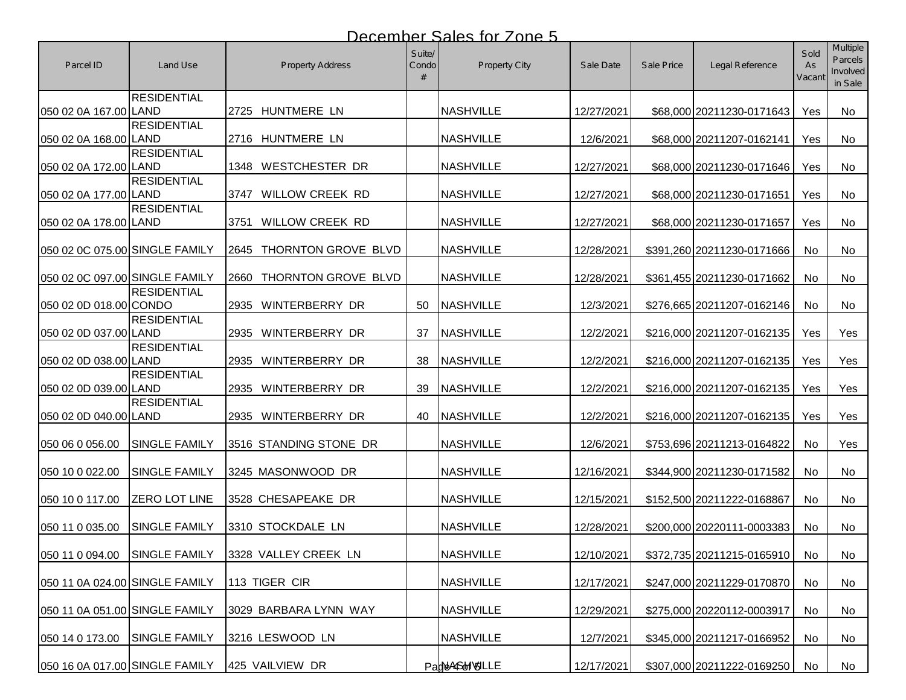# December Sales for Zone 5

| Parcel ID | Land Use | Property Address | Suite/ Condo # | Property City | Sale Date | Sale Price | Legal Reference | Sold As Vacant | Multiple Parcels Involved in Sale |
|---|---|---|---|---|---|---|---|---|---|
| 050 02 0A 167.00 | RESIDENTIAL LAND | 2725 HUNTMERE LN | | NASHVILLE | 12/27/2021 | $68,000 | 20211230-0171643 | Yes | No |
| 050 02 0A 168.00 | RESIDENTIAL LAND | 2716 HUNTMERE LN | | NASHVILLE | 12/6/2021 | $68,000 | 20211207-0162141 | Yes | No |
| 050 02 0A 172.00 | RESIDENTIAL LAND | 1348 WESTCHESTER DR | | NASHVILLE | 12/27/2021 | $68,000 | 20211230-0171646 | Yes | No |
| 050 02 0A 177.00 | RESIDENTIAL LAND | 3747 WILLOW CREEK RD | | NASHVILLE | 12/27/2021 | $68,000 | 20211230-0171651 | Yes | No |
| 050 02 0A 178.00 | RESIDENTIAL LAND | 3751 WILLOW CREEK RD | | NASHVILLE | 12/27/2021 | $68,000 | 20211230-0171657 | Yes | No |
| 050 02 0C 075.00 | SINGLE FAMILY | 2645 THORNTON GROVE BLVD | | NASHVILLE | 12/28/2021 | $391,260 | 20211230-0171666 | No | No |
| 050 02 0C 097.00 | SINGLE FAMILY | 2660 THORNTON GROVE BLVD | | NASHVILLE | 12/28/2021 | $361,455 | 20211230-0171662 | No | No |
| 050 02 0D 018.00 | RESIDENTIAL CONDO | 2935 WINTERBERRY DR | 50 | NASHVILLE | 12/3/2021 | $276,665 | 20211207-0162146 | No | No |
| 050 02 0D 037.00 | RESIDENTIAL LAND | 2935 WINTERBERRY DR | 37 | NASHVILLE | 12/2/2021 | $216,000 | 20211207-0162135 | Yes | Yes |
| 050 02 0D 038.00 | RESIDENTIAL LAND | 2935 WINTERBERRY DR | 38 | NASHVILLE | 12/2/2021 | $216,000 | 20211207-0162135 | Yes | Yes |
| 050 02 0D 039.00 | RESIDENTIAL LAND | 2935 WINTERBERRY DR | 39 | NASHVILLE | 12/2/2021 | $216,000 | 20211207-0162135 | Yes | Yes |
| 050 02 0D 040.00 | RESIDENTIAL LAND | 2935 WINTERBERRY DR | 40 | NASHVILLE | 12/2/2021 | $216,000 | 20211207-0162135 | Yes | Yes |
| 050 06 0 056.00 | SINGLE FAMILY | 3516 STANDING STONE DR | | NASHVILLE | 12/6/2021 | $753,696 | 20211213-0164822 | No | Yes |
| 050 10 0 022.00 | SINGLE FAMILY | 3245 MASONWOOD DR | | NASHVILLE | 12/16/2021 | $344,900 | 20211230-0171582 | No | No |
| 050 10 0 117.00 | ZERO LOT LINE | 3528 CHESAPEAKE DR | | NASHVILLE | 12/15/2021 | $152,500 | 20211222-0168867 | No | No |
| 050 11 0 035.00 | SINGLE FAMILY | 3310 STOCKDALE LN | | NASHVILLE | 12/28/2021 | $200,000 | 20220111-0003383 | No | No |
| 050 11 0 094.00 | SINGLE FAMILY | 3328 VALLEY CREEK LN | | NASHVILLE | 12/10/2021 | $372,735 | 20211215-0165910 | No | No |
| 050 11 0A 024.00 | SINGLE FAMILY | 113 TIGER CIR | | NASHVILLE | 12/17/2021 | $247,000 | 20211229-0170870 | No | No |
| 050 11 0A 051.00 | SINGLE FAMILY | 3029 BARBARA LYNN WAY | | NASHVILLE | 12/29/2021 | $275,000 | 20220112-0003917 | No | No |
| 050 14 0 173.00 | SINGLE FAMILY | 3216 LESWOOD LN | | NASHVILLE | 12/7/2021 | $345,000 | 20211217-0166952 | No | No |
| 050 16 0A 017.00 | SINGLE FAMILY | 425 VAILVIEW DR | | NASHVILLE | 12/17/2021 | $307,000 | 20211222-0169250 | No | No |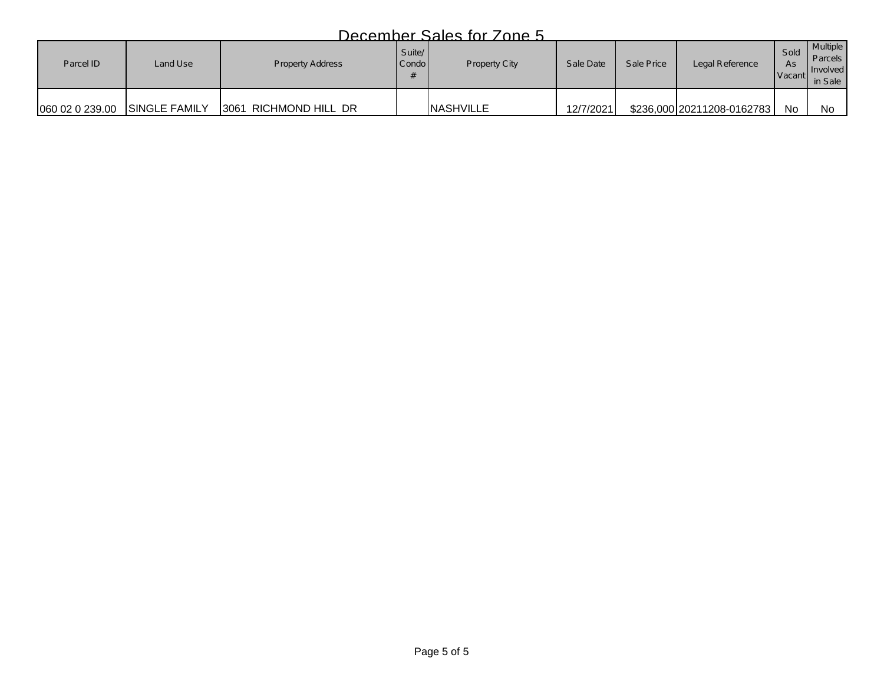# December Sales for Zone 5

| Parcel ID | Land Use | Property Address | Suite/ Condo # | Property City | Sale Date | Sale Price | Legal Reference | Sold As Vacant | Multiple Parcels Involved in Sale |
|---|---|---|---|---|---|---|---|---|---|
| 060 02 0 239.00 | SINGLE FAMILY | 3061 RICHMOND HILL DR | | NASHVILLE | 12/7/2021 | $236,000 | 20211208-0162783 | No | No |